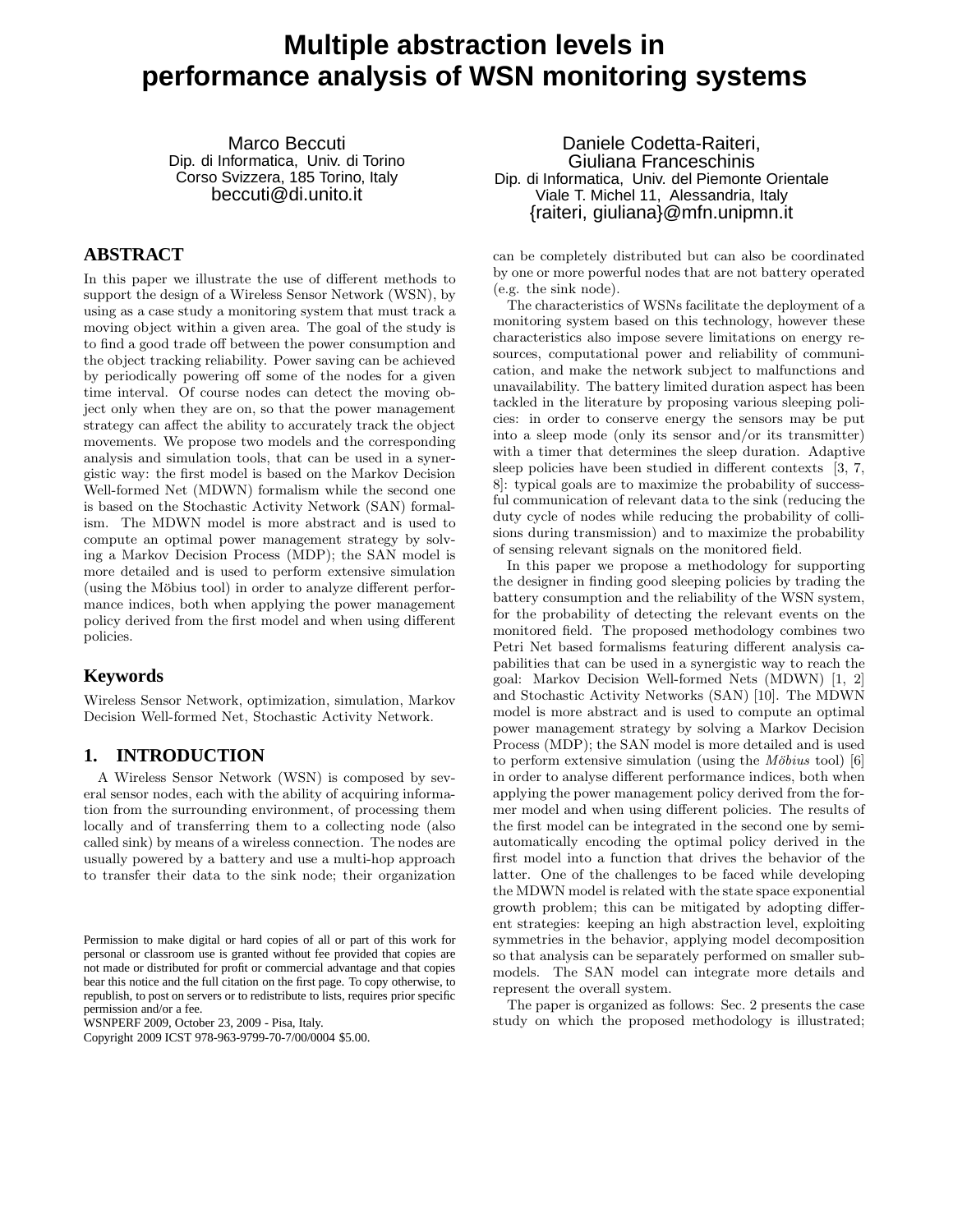# Multiple abstraction levels in performance analysis of WSN monitoring systems

Marco Beccuti
Dip. di Informatica, Univ. di Torino
Corso Svizzera, 185 Torino, Italy
beccuti@di.unito.it

Daniele Codetta-Raiteri, Giuliana Franceschinis
Dip. di Informatica, Univ. del Piemonte Orientale
Viale T. Michel 11, Alessandria, Italy
{raiteri, giuliana}@mfn.unipmn.it

## ABSTRACT

In this paper we illustrate the use of different methods to support the design of a Wireless Sensor Network (WSN), by using as a case study a monitoring system that must track a moving object within a given area. The goal of the study is to find a good trade off between the power consumption and the object tracking reliability. Power saving can be achieved by periodically powering off some of the nodes for a given time interval. Of course nodes can detect the moving object only when they are on, so that the power management strategy can affect the ability to accurately track the object movements. We propose two models and the corresponding analysis and simulation tools, that can be used in a synergistic way: the first model is based on the Markov Decision Well-formed Net (MDWN) formalism while the second one is based on the Stochastic Activity Network (SAN) formalism. The MDWN model is more abstract and is used to compute an optimal power management strategy by solving a Markov Decision Process (MDP); the SAN model is more detailed and is used to perform extensive simulation (using the Möbius tool) in order to analyze different performance indices, both when applying the power management policy derived from the first model and when using different policies.

## Keywords

Wireless Sensor Network, optimization, simulation, Markov Decision Well-formed Net, Stochastic Activity Network.

## 1. INTRODUCTION

A Wireless Sensor Network (WSN) is composed by several sensor nodes, each with the ability of acquiring information from the surrounding environment, of processing them locally and of transferring them to a collecting node (also called sink) by means of a wireless connection. The nodes are usually powered by a battery and use a multi-hop approach to transfer their data to the sink node; their organization can be completely distributed but can also be coordinated by one or more powerful nodes that are not battery operated (e.g. the sink node).

The characteristics of WSNs facilitate the deployment of a monitoring system based on this technology, however these characteristics also impose severe limitations on energy resources, computational power and reliability of communication, and make the network subject to malfunctions and unavailability. The battery limited duration aspect has been tackled in the literature by proposing various sleeping policies: in order to conserve energy the sensors may be put into a sleep mode (only its sensor and/or its transmitter) with a timer that determines the sleep duration. Adaptive sleep policies have been studied in different contexts [3, 7, 8]: typical goals are to maximize the probability of successful communication of relevant data to the sink (reducing the duty cycle of nodes while reducing the probability of collisions during transmission) and to maximize the probability of sensing relevant signals on the monitored field.

In this paper we propose a methodology for supporting the designer in finding good sleeping policies by trading the battery consumption and the reliability of the WSN system, for the probability of detecting the relevant events on the monitored field. The proposed methodology combines two Petri Net based formalisms featuring different analysis capabilities that can be used in a synergistic way to reach the goal: Markov Decision Well-formed Nets (MDWN) [1, 2] and Stochastic Activity Networks (SAN) [10]. The MDWN model is more abstract and is used to compute an optimal power management strategy by solving a Markov Decision Process (MDP); the SAN model is more detailed and is used to perform extensive simulation (using the *Möbius* tool) [6] in order to analyse different performance indices, both when applying the power management policy derived from the former model and when using different policies. The results of the first model can be integrated in the second one by semi-automatically encoding the optimal policy derived in the first model into a function that drives the behavior of the latter. One of the challenges to be faced while developing the MDWN model is related with the state space exponential growth problem; this can be mitigated by adopting different strategies: keeping an high abstraction level, exploiting symmetries in the behavior, applying model decomposition so that analysis can be separately performed on smaller submodels. The SAN model can integrate more details and represent the overall system.

The paper is organized as follows: Sec. 2 presents the case study on which the proposed methodology is illustrated;

Permission to make digital or hard copies of all or part of this work for personal or classroom use is granted without fee provided that copies are not made or distributed for profit or commercial advantage and that copies bear this notice and the full citation on the first page. To copy otherwise, to republish, to post on servers or to redistribute to lists, requires prior specific permission and/or a fee.
WSNPERF 2009, October 23, 2009 - Pisa, Italy.
Copyright 2009 ICST 978-963-9799-70-7/00/0004 $5.00.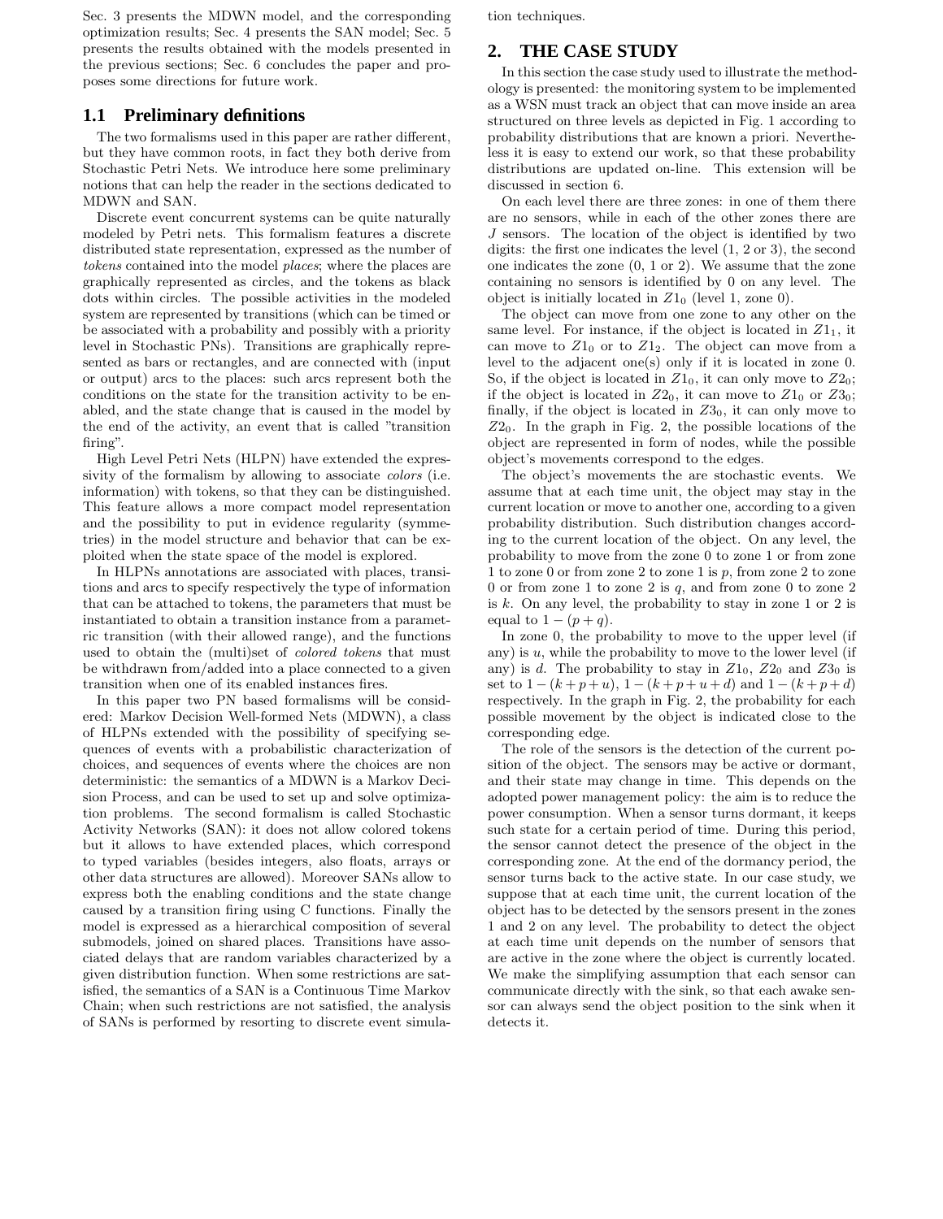Sec. 3 presents the MDWN model, and the corresponding optimization results; Sec. 4 presents the SAN model; Sec. 5 presents the results obtained with the models presented in the previous sections; Sec. 6 concludes the paper and proposes some directions for future work.

### 1.1 Preliminary definitions

The two formalisms used in this paper are rather different, but they have common roots, in fact they both derive from Stochastic Petri Nets. We introduce here some preliminary notions that can help the reader in the sections dedicated to MDWN and SAN.

Discrete event concurrent systems can be quite naturally modeled by Petri nets. This formalism features a discrete distributed state representation, expressed as the number of *tokens* contained into the model *places*; where the places are graphically represented as circles, and the tokens as black dots within circles. The possible activities in the modeled system are represented by transitions (which can be timed or be associated with a probability and possibly with a priority level in Stochastic PNs). Transitions are graphically represented as bars or rectangles, and are connected with (input or output) arcs to the places: such arcs represent both the conditions on the state for the transition activity to be enabled, and the state change that is caused in the model by the end of the activity, an event that is called "transition firing".

High Level Petri Nets (HLPN) have extended the expressivity of the formalism by allowing to associate *colors* (i.e. information) with tokens, so that they can be distinguished. This feature allows a more compact model representation and the possibility to put in evidence regularity (symmetries) in the model structure and behavior that can be exploited when the state space of the model is explored.

In HLPNs annotations are associated with places, transitions and arcs to specify respectively the type of information that can be attached to tokens, the parameters that must be instantiated to obtain a transition instance from a parametric transition (with their allowed range), and the functions used to obtain the (multi)set of *colored tokens* that must be withdrawn from/added into a place connected to a given transition when one of its enabled instances fires.

In this paper two PN based formalisms will be considered: Markov Decision Well-formed Nets (MDWN), a class of HLPNs extended with the possibility of specifying sequences of events with a probabilistic characterization of choices, and sequences of events where the choices are non deterministic: the semantics of a MDWN is a Markov Decision Process, and can be used to set up and solve optimization problems. The second formalism is called Stochastic Activity Networks (SAN): it does not allow colored tokens but it allows to have extended places, which correspond to typed variables (besides integers, also floats, arrays or other data structures are allowed). Moreover SANs allow to express both the enabling conditions and the state change caused by a transition firing using C functions. Finally the model is expressed as a hierarchical composition of several submodels, joined on shared places. Transitions have associated delays that are random variables characterized by a given distribution function. When some restrictions are satisfied, the semantics of a SAN is a Continuous Time Markov Chain; when such restrictions are not satisfied, the analysis of SANs is performed by resorting to discrete event simulation techniques.

## 2. THE CASE STUDY

In this section the case study used to illustrate the methodology is presented: the monitoring system to be implemented as a WSN must track an object that can move inside an area structured on three levels as depicted in Fig. 1 according to probability distributions that are known a priori. Nevertheless it is easy to extend our work, so that these probability distributions are updated on-line. This extension will be discussed in section 6.

On each level there are three zones: in one of them there are no sensors, while in each of the other zones there are $J$ sensors. The location of the object is identified by two digits: the first one indicates the level (1, 2 or 3), the second one indicates the zone (0, 1 or 2). We assume that the zone containing no sensors is identified by 0 on any level. The object is initially located in $Z1_0$ (level 1, zone 0).

The object can move from one zone to any other on the same level. For instance, if the object is located in $Z1_1$, it can move to $Z1_0$ or to $Z1_2$. The object can move from a level to the adjacent one(s) only if it is located in zone 0. So, if the object is located in $Z1_0$, it can only move to $Z2_0$; if the object is located in $Z2_0$, it can move to $Z1_0$ or $Z3_0$; finally, if the object is located in $Z3_0$, it can only move to $Z2_0$. In the graph in Fig. 2, the possible locations of the object are represented in form of nodes, while the possible object's movements correspond to the edges.

The object's movements the are stochastic events. We assume that at each time unit, the object may stay in the current location or move to another one, according to a given probability distribution. Such distribution changes according to the current location of the object. On any level, the probability to move from the zone 0 to zone 1 or from zone 1 to zone 0 or from zone 2 to zone 1 is $p$, from zone 2 to zone 0 or from zone 1 to zone 2 is $q$, and from zone 0 to zone 2 is $k$. On any level, the probability to stay in zone 1 or 2 is equal to $1-(p+q)$.

In zone 0, the probability to move to the upper level (if any) is $u$, while the probability to move to the lower level (if any) is $d$. The probability to stay in $Z1_0$, $Z2_0$ and $Z3_0$ is set to $1-(k+p+u)$, $1-(k+p+u+d)$ and $1-(k+p+d)$ respectively. In the graph in Fig. 2, the probability for each possible movement by the object is indicated close to the corresponding edge.

The role of the sensors is the detection of the current position of the object. The sensors may be active or dormant, and their state may change in time. This depends on the adopted power management policy: the aim is to reduce the power consumption. When a sensor turns dormant, it keeps such state for a certain period of time. During this period, the sensor cannot detect the presence of the object in the corresponding zone. At the end of the dormancy period, the sensor turns back to the active state. In our case study, we suppose that at each time unit, the current location of the object has to be detected by the sensors present in the zones 1 and 2 on any level. The probability to detect the object at each time unit depends on the number of sensors that are active in the zone where the object is currently located. We make the simplifying assumption that each sensor can communicate directly with the sink, so that each awake sensor can always send the object position to the sink when it detects it.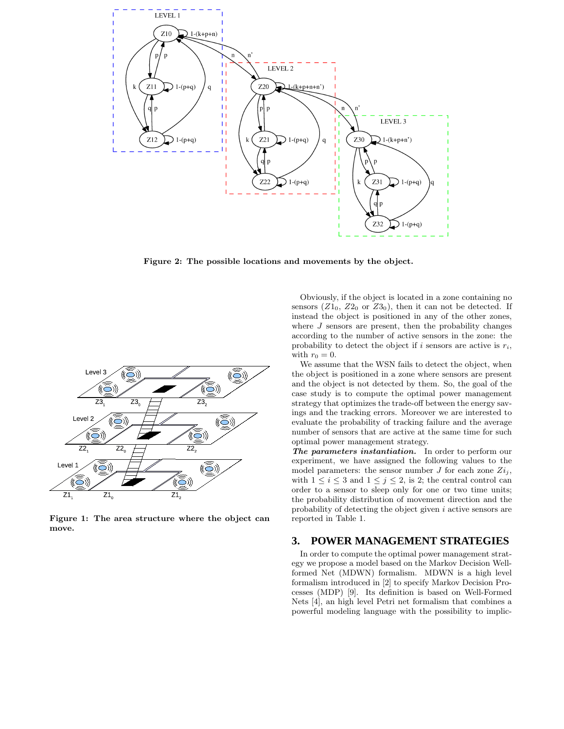Figure 2: The possible locations and movements by the object.

Figure 1: The area structure where the object can move.

Obviously, if the object is located in a zone containing no sensors ($Z1_0$, $Z2_0$ or $Z3_0$), then it can not be detected. If instead the object is positioned in any of the other zones, where $J$ sensors are present, then the probability changes according to the number of active sensors in the zone: the probability to detect the object if $i$ sensors are active is $r_i$, with $r_0 = 0$.

We assume that the WSN fails to detect the object, when the object is positioned in a zone where sensors are present and the object is not detected by them. So, the goal of the case study is to compute the optimal power management strategy that optimizes the trade-off between the energy savings and the tracking errors. Moreover we are interested to evaluate the probability of tracking failure and the average number of sensors that are active at the same time for such optimal power management strategy.

***The parameters instantiation.*** In order to perform our experiment, we have assigned the following values to the model parameters: the sensor number $J$ for each zone $Zi_j$, with $1 \leq i \leq 3$ and $1 \leq j \leq 2$, is 2; the central control can order to a sensor to sleep only for one or two time units; the probability distribution of movement direction and the probability of detecting the object given $i$ active sensors are reported in Table 1.

## 3. POWER MANAGEMENT STRATEGIES

In order to compute the optimal power management strategy we propose a model based on the Markov Decision Well-formed Net (MDWN) formalism. MDWN is a high level formalism introduced in [2] to specify Markov Decision Processes (MDP) [9]. Its definition is based on Well-Formed Nets [4], an high level Petri net formalism that combines a powerful modeling language with the possibility to implic-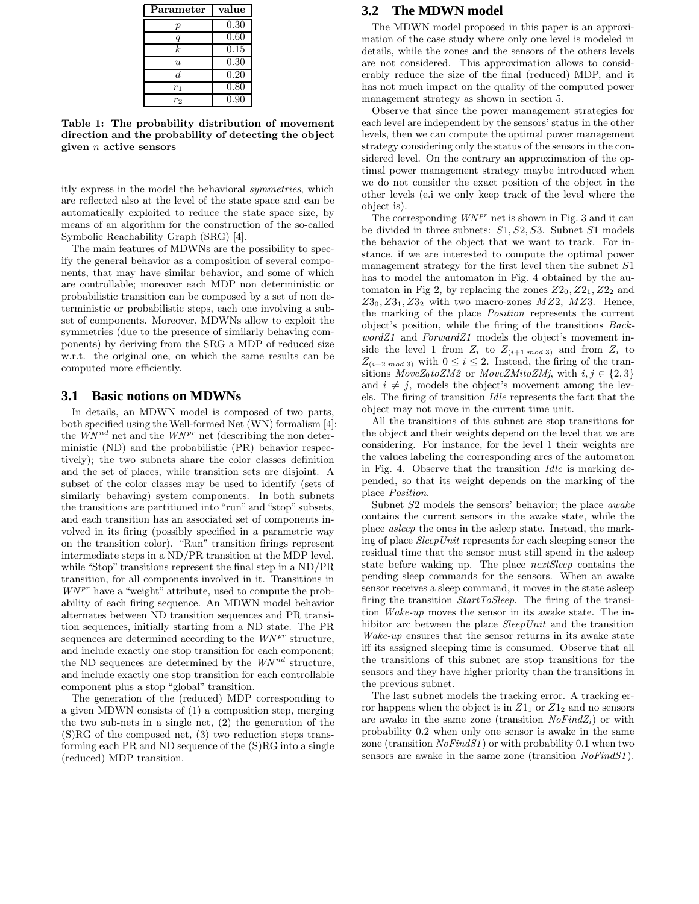| Parameter | value |
|---|---|
| $p$ | 0.30 |
| $q$ | 0.60 |
| $k$ | 0.15 |
| $u$ | 0.30 |
| $d$ | 0.20 |
| $r_1$ | 0.80 |
| $r_2$ | 0.90 |

**Table 1: The probability distribution of movement direction and the probability of detecting the object given $n$ active sensors**

itly express in the model the behavioral *symmetries*, which are reflected also at the level of the state space and can be automatically exploited to reduce the state space size, by means of an algorithm for the construction of the so-called Symbolic Reachability Graph (SRG) [4].

The main features of MDWNs are the possibility to specify the general behavior as a composition of several components, that may have similar behavior, and some of which are controllable; moreover each MDP non deterministic or probabilistic transition can be composed by a set of non deterministic or probabilistic steps, each one involving a subset of components. Moreover, MDWNs allow to exploit the symmetries (due to the presence of similarly behaving components) by deriving from the SRG a MDP of reduced size w.r.t. the original one, on which the same results can be computed more efficiently.

### 3.1 Basic notions on MDWNs

In details, an MDWN model is composed of two parts, both specified using the Well-formed Net (WN) formalism [4]: the $WN^{nd}$ net and the $WN^{pr}$ net (describing the non deterministic (ND) and the probabilistic (PR) behavior respectively); the two subnets share the color classes definition and the set of places, while transition sets are disjoint. A subset of the color classes may be used to identify (sets of similarly behaving) system components. In both subnets the transitions are partitioned into "run" and "stop" subsets, and each transition has an associated set of components involved in its firing (possibly specified in a parametric way on the transition color). "Run" transition firings represent intermediate steps in a ND/PR transition at the MDP level, while "Stop" transitions represent the final step in a ND/PR transition, for all components involved in it. Transitions in $WN^{pr}$ have a "weight" attribute, used to compute the probability of each firing sequence. An MDWN model behavior alternates between ND transition sequences and PR transition sequences, initially starting from a ND state. The PR sequences are determined according to the $WN^{pr}$ structure, and include exactly one stop transition for each component; the ND sequences are determined by the $WN^{nd}$ structure, and include exactly one stop transition for each controllable component plus a stop "global" transition.

The generation of the (reduced) MDP corresponding to a given MDWN consists of (1) a composition step, merging the two sub-nets in a single net, (2) the generation of the (S)RG of the composed net, (3) two reduction steps transforming each PR and ND sequence of the (S)RG into a single (reduced) MDP transition.

### 3.2 The MDWN model

The MDWN model proposed in this paper is an approximation of the case study where only one level is modeled in details, while the zones and the sensors of the others levels are not considered. This approximation allows to considerably reduce the size of the final (reduced) MDP, and it has not much impact on the quality of the computed power management strategy as shown in section 5.

Observe that since the power management strategies for each level are independent by the sensors' status in the other levels, then we can compute the optimal power management strategy considering only the status of the sensors in the considered level. On the contrary an approximation of the optimal power management strategy maybe introduced when we do not consider the exact position of the object in the other levels (e.i we only keep track of the level where the object is).

The corresponding $WN^{pr}$ net is shown in Fig. 3 and it can be divided in three subnets: $S1, S2, S3$. Subnet $S1$ models the behavior of the object that we want to track. For instance, if we are interested to compute the optimal power management strategy for the first level then the subnet $S1$ has to model the automaton in Fig. 4 obtained by the automaton in Fig 2, by replacing the zones $Z2_0, Z2_1, Z2_2$ and $Z3_0, Z3_1, Z3_2$ with two macro-zones $MZ2$, $MZ3$. Hence, the marking of the place *Position* represents the current object's position, while the firing of the transitions *BackwordZ1* and *ForwardZ1* models the object's movement inside the level 1 from $Z_i$ to $Z_{(i+1 \ mod\ 3)}$ and from $Z_i$ to $Z_{(i+2 \ mod\ 3)}$ with $0 \leq i \leq 2$. Instead, the firing of the transitions *MoveZ*$_0$*toZM2* or *MoveZMitoZMj*, with $i, j \in \{2, 3\}$ and $i \neq j$, models the object's movement among the levels. The firing of transition *Idle* represents the fact that the object may not move in the current time unit.

All the transitions of this subnet are stop transitions for the object and their weights depend on the level that we are considering. For instance, for the level 1 their weights are the values labeling the corresponding arcs of the automaton in Fig. 4. Observe that the transition *Idle* is marking depended, so that its weight depends on the marking of the place *Position*.

Subnet $S2$ models the sensors' behavior; the place *awake* contains the current sensors in the awake state, while the place *asleep* the ones in the asleep state. Instead, the marking of place *SleepUnit* represents for each sleeping sensor the residual time that the sensor must still spend in the asleep state before waking up. The place *nextSleep* contains the pending sleep commands for the sensors. When an awake sensor receives a sleep command, it moves in the state asleep firing the transition *StartToSleep*. The firing of the transition *Wake-up* moves the sensor in its awake state. The inhibitor arc between the place *SleepUnit* and the transition *Wake-up* ensures that the sensor returns in its awake state iff its assigned sleeping time is consumed. Observe that all the transitions of this subnet are stop transitions for the sensors and they have higher priority than the transitions in the previous subnet.

The last subnet models the tracking error. A tracking error happens when the object is in $Z1_1$ or $Z1_2$ and no sensors are awake in the same zone (transition *NoFindZ*$_i$) or with probability 0.2 when only one sensor is awake in the same zone (transition *NoFindS1*) or with probability 0.1 when two sensors are awake in the same zone (transition *NoFindS1*).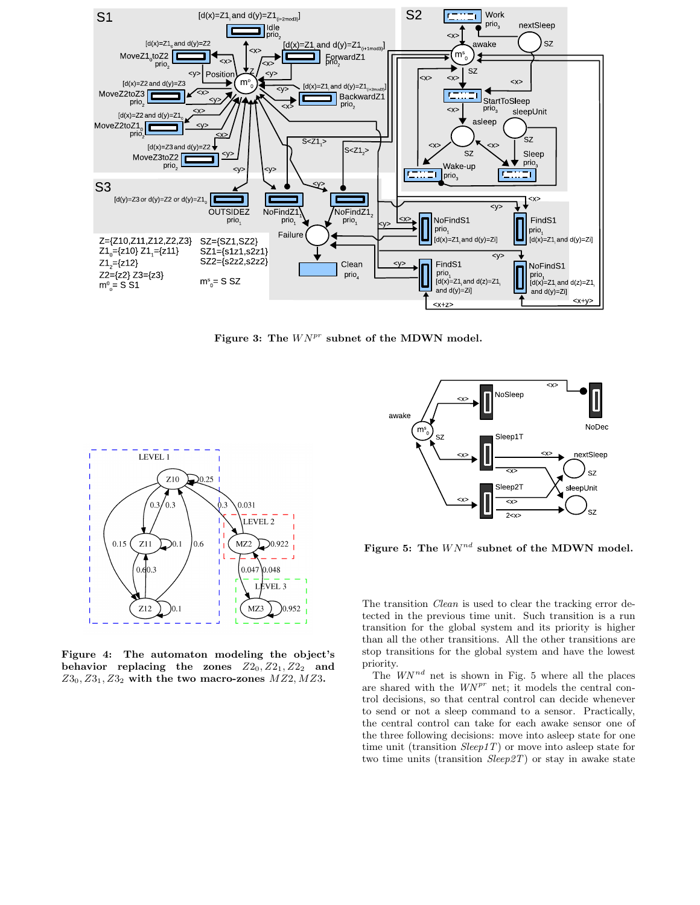**Figure 3: The $WN^{pr}$ subnet of the MDWN model.**

**Figure 4: The automaton modeling the object's behavior replacing the zones $Z2_0, Z2_1, Z2_2$ and $Z3_0, Z3_1, Z3_2$ with the two macro-zones $MZ2, MZ3$.**

**Figure 5: The $WN^{nd}$ subnet of the MDWN model.**

The transition *Clean* is used to clear the tracking error detected in the previous time unit. Such transition is a run transition for the global system and its priority is higher than all the other transitions. All the other transitions are stop transitions for the global system and have the lowest priority.

The $WN^{nd}$ net is shown in Fig. 5 where all the places are shared with the $WN^{pr}$ net; it models the central control decisions, so that central control can decide whenever to send or not a sleep command to a sensor. Practically, the central control can take for each awake sensor one of the three following decisions: move into asleep state for one time unit (transition *Sleep1T*) or move into asleep state for two time units (transition *Sleep2T*) or stay in awake state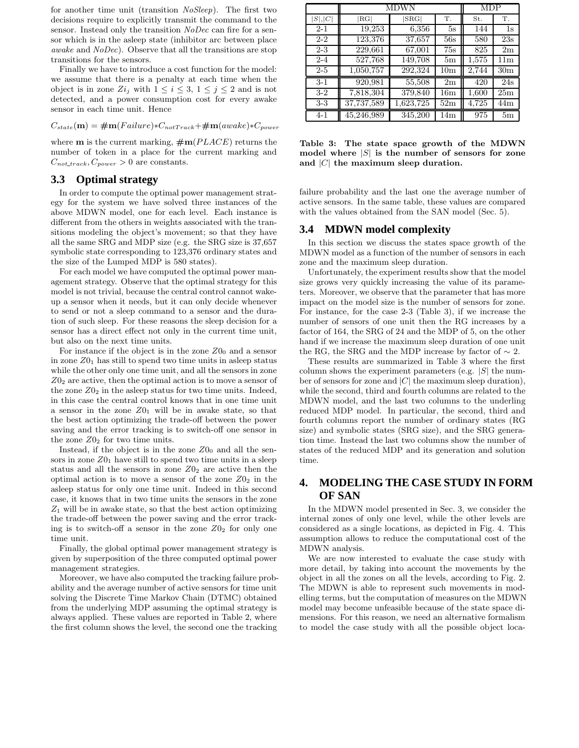for another time unit (transition *NoSleep*). The first two decisions require to explicitly transmit the command to the sensor. Instead only the transition *NoDec* can fire for a sensor which is in the asleep state (inhibitor arc between place *awake* and *NoDec*). Observe that all the transitions are stop transitions for the sensors.

Finally we have to introduce a cost function for the model: we assume that there is a penalty at each time when the object is in zone $Zi_j$ with $1 \leq i \leq 3$, $1 \leq j \leq 2$ and is not detected, and a power consumption cost for every awake sensor in each time unit. Hence

$$C_{state}(\mathbf{m}) = \#\mathbf{m}(Failure) * C_{notTrack} + \#\mathbf{m}(awake) * C_{power}$$

where $\mathbf{m}$ is the current marking, $\#\mathbf{m}(PLACE)$ returns the number of token in a place for the current marking and $C_{not\_track}, C_{power} > 0$ are constants.

### 3.3 Optimal strategy

In order to compute the optimal power management strategy for the system we have solved three instances of the above MDWN model, one for each level. Each instance is different from the others in weights associated with the transitions modeling the object's movement; so that they have all the same SRG and MDP size (e.g. the SRG size is 37,657 symbolic state corresponding to 123,376 ordinary states and the size of the Lumped MDP is 580 states).

For each model we have computed the optimal power management strategy. Observe that the optimal strategy for this model is not trivial, because the central control cannot wake-up a sensor when it needs, but it can only decide whenever to send or not a sleep command to a sensor and the duration of such sleep. For these reasons the sleep decision for a sensor has a direct effect not only in the current time unit, but also on the next time units.

For instance if the object is in the zone $Z0_0$ and a sensor in zone $Z0_1$ has still to spend two time units in asleep status while the other only one time unit, and all the sensors in zone $Z0_2$ are active, then the optimal action is to move a sensor of the zone $Z0_2$ in the asleep status for two time units. Indeed, in this case the central control knows that in one time unit a sensor in the zone $Z0_1$ will be in awake state, so that the best action optimizing the trade-off between the power saving and the error tracking is to switch-off one sensor in the zone $Z0_2$ for two time units.

Instead, if the object is in the zone $Z0_0$ and all the sensors in zone $Z0_1$ have still to spend two time units in a sleep status and all the sensors in zone $Z0_2$ are active then the optimal action is to move a sensor of the zone $Z0_2$ in the asleep status for only one time unit. Indeed in this second case, it knows that in two time units the sensors in the zone $Z_1$ will be in awake state, so that the best action optimizing the trade-off between the power saving and the error tracking is to switch-off a sensor in the zone $Z0_2$ for only one time unit.

Finally, the global optimal power management strategy is given by superposition of the three computed optimal power management strategies.

Moreover, we have also computed the tracking failure probability and the average number of active sensors for time unit solving the Discrete Time Markov Chain (DTMC) obtained from the underlying MDP assuming the optimal strategy is always applied. These values are reported in Table 2, where the first column shows the level, the second one the tracking failure probability and the last one the average number of active sensors. In the same table, these values are compared with the values obtained from the SAN model (Sec. 5).

| | MDWN | | | MDP | |
|---|---|---|---|---|---|
| $\|S\|,\|C\|$ | $\|$RG$\|$ | $\|$SRG$\|$ | T. | St. | T. |
| 2-1 | 19,253 | 6,356 | 5s | 144 | 1s |
| 2-2 | 123,376 | 37,657 | 56s | 580 | 23s |
| 2-3 | 229,661 | 67,001 | 75s | 825 | 2m |
| 2-4 | 527,768 | 149,708 | 5m | 1,575 | 11m |
| 2-5 | 1,050,757 | 292,324 | 10m | 2,744 | 30m |
| 3-1 | 920,981 | 55,508 | 2m | 420 | 24s |
| 3-2 | 7,818,304 | 379,840 | 16m | 1,600 | 25m |
| 3-3 | 37,737,589 | 1,623,725 | 52m | 4,725 | 44m |
| 4-1 | 45,246,989 | 345,200 | 14m | 975 | 5m |

**Table 3: The state space growth of the MDWN model where $|S|$ is the number of sensors for zone and $|C|$ the maximum sleep duration.**

### 3.4 MDWN model complexity

In this section we discuss the states space growth of the MDWN model as a function of the number of sensors in each zone and the maximum sleep duration.

Unfortunately, the experiment results show that the model size grows very quickly increasing the value of its parameters. Moreover, we observe that the parameter that has more impact on the model size is the number of sensors for zone. For instance, for the case 2-3 (Table 3), if we increase the number of sensors of one unit then the RG increases by a factor of 164, the SRG of 24 and the MDP of 5, on the other hand if we increase the maximum sleep duration of one unit the RG, the SRG and the MDP increase by factor of $\sim 2$.

These results are summarized in Table 3 where the first column shows the experiment parameters (e.g. $|S|$ the number of sensors for zone and $|C|$ the maximum sleep duration), while the second, third and fourth columns are related to the MDWN model, and the last two columns to the underling reduced MDP model. In particular, the second, third and fourth columns report the number of ordinary states (RG size) and symbolic states (SRG size), and the SRG generation time. Instead the last two columns show the number of states of the reduced MDP and its generation and solution time.

## 4. MODELING THE CASE STUDY IN FORM OF SAN

In the MDWN model presented in Sec. 3, we consider the internal zones of only one level, while the other levels are considered as a single locations, as depicted in Fig. 4. This assumption allows to reduce the computational cost of the MDWN analysis.

We are now interested to evaluate the case study with more detail, by taking into account the movements by the object in all the zones on all the levels, according to Fig. 2. The MDWN is able to represent such movements in modelling terms, but the computation of measures on the MDWN model may become unfeasible because of the state space dimensions. For this reason, we need an alternative formalism to model the case study with all the possible object loca-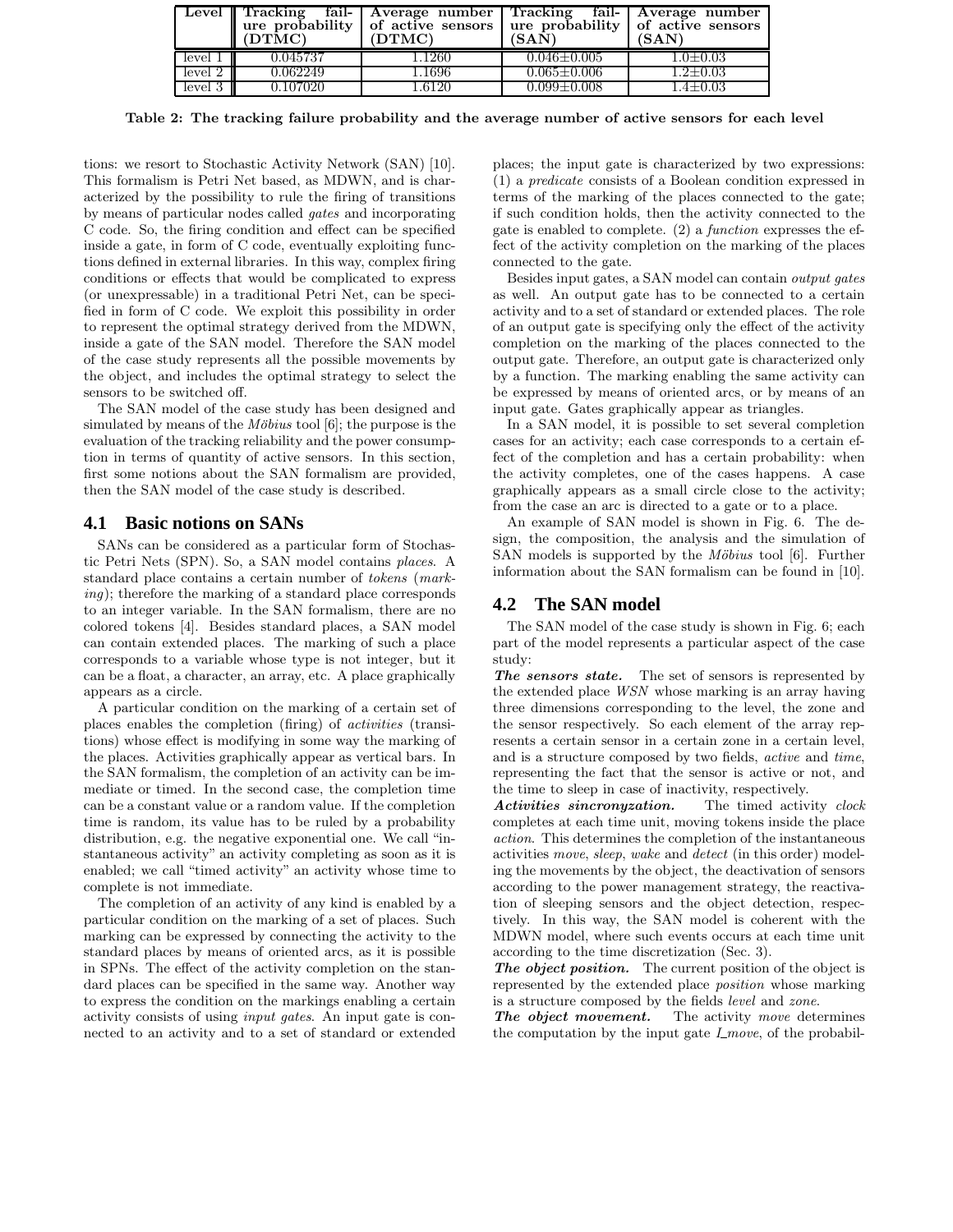| Level | Tracking failure probability (DTMC) | Average number of active sensors (DTMC) | Tracking failure probability (SAN) | Average number of active sensors (SAN) |
|---|---|---|---|---|
| level 1 | 0.045737 | 1.1260 | 0.046±0.005 | 1.0±0.03 |
| level 2 | 0.062249 | 1.1696 | 0.065±0.006 | 1.2±0.03 |
| level 3 | 0.107020 | 1.6120 | 0.099±0.008 | 1.4±0.03 |

**Table 2: The tracking failure probability and the average number of active sensors for each level**

tions: we resort to Stochastic Activity Network (SAN) [10]. This formalism is Petri Net based, as MDWN, and is characterized by the possibility to rule the firing of transitions by means of particular nodes called *gates* and incorporating C code. So, the firing condition and effect can be specified inside a gate, in form of C code, eventually exploiting functions defined in external libraries. In this way, complex firing conditions or effects that would be complicated to express (or unexpressable) in a traditional Petri Net, can be specified in form of C code. We exploit this possibility in order to represent the optimal strategy derived from the MDWN, inside a gate of the SAN model. Therefore the SAN model of the case study represents all the possible movements by the object, and includes the optimal strategy to select the sensors to be switched off.

The SAN model of the case study has been designed and simulated by means of the *Möbius* tool [6]; the purpose is the evaluation of the tracking reliability and the power consumption in terms of quantity of active sensors. In this section, first some notions about the SAN formalism are provided, then the SAN model of the case study is described.

## 4.1 Basic notions on SANs

SANs can be considered as a particular form of Stochastic Petri Nets (SPN). So, a SAN model contains *places*. A standard place contains a certain number of *tokens* (*marking*); therefore the marking of a standard place corresponds to an integer variable. In the SAN formalism, there are no colored tokens [4]. Besides standard places, a SAN model can contain extended places. The marking of such a place corresponds to a variable whose type is not integer, but it can be a float, a character, an array, etc. A place graphically appears as a circle.

A particular condition on the marking of a certain set of places enables the completion (firing) of *activities* (transitions) whose effect is modifying in some way the marking of the places. Activities graphically appear as vertical bars. In the SAN formalism, the completion of an activity can be immediate or timed. In the second case, the completion time can be a constant value or a random value. If the completion time is random, its value has to be ruled by a probability distribution, e.g. the negative exponential one. We call "instantaneous activity" an activity completing as soon as it is enabled; we call "timed activity" an activity whose time to complete is not immediate.

The completion of an activity of any kind is enabled by a particular condition on the marking of a set of places. Such marking can be expressed by connecting the activity to the standard places by means of oriented arcs, as it is possible in SPNs. The effect of the activity completion on the standard places can be specified in the same way. Another way to express the condition on the markings enabling a certain activity consists of using *input gates*. An input gate is connected to an activity and to a set of standard or extended places; the input gate is characterized by two expressions: (1) a *predicate* consists of a Boolean condition expressed in terms of the marking of the places connected to the gate; if such condition holds, then the activity connected to the gate is enabled to complete. (2) a *function* expresses the effect of the activity completion on the marking of the places connected to the gate.

Besides input gates, a SAN model can contain *output gates* as well. An output gate has to be connected to a certain activity and to a set of standard or extended places. The role of an output gate is specifying only the effect of the activity completion on the marking of the places connected to the output gate. Therefore, an output gate is characterized only by a function. The marking enabling the same activity can be expressed by means of oriented arcs, or by means of an input gate. Gates graphically appear as triangles.

In a SAN model, it is possible to set several completion cases for an activity; each case corresponds to a certain effect of the completion and has a certain probability: when the activity completes, one of the cases happens. A case graphically appears as a small circle close to the activity; from the case an arc is directed to a gate or to a place.

An example of SAN model is shown in Fig. 6. The design, the composition, the analysis and the simulation of SAN models is supported by the *Möbius* tool [6]. Further information about the SAN formalism can be found in [10].

## 4.2 The SAN model

The SAN model of the case study is shown in Fig. 6; each part of the model represents a particular aspect of the case study:

***The sensors state.*** The set of sensors is represented by the extended place *WSN* whose marking is an array having three dimensions corresponding to the level, the zone and the sensor respectively. So each element of the array represents a certain sensor in a certain zone in a certain level, and is a structure composed by two fields, *active* and *time*, representing the fact that the sensor is active or not, and the time to sleep in case of inactivity, respectively.

***Activities sincronyzation.*** The timed activity *clock* completes at each time unit, moving tokens inside the place *action*. This determines the completion of the instantaneous activities *move*, *sleep*, *wake* and *detect* (in this order) modeling the movements by the object, the deactivation of sensors according to the power management strategy, the reactivation of sleeping sensors and the object detection, respectively. In this way, the SAN model is coherent with the MDWN model, where such events occurs at each time unit according to the time discretization (Sec. 3).

***The object position.*** The current position of the object is represented by the extended place *position* whose marking is a structure composed by the fields *level* and *zone*.

***The object movement.*** The activity *move* determines the computation by the input gate *I_move*, of the probabil-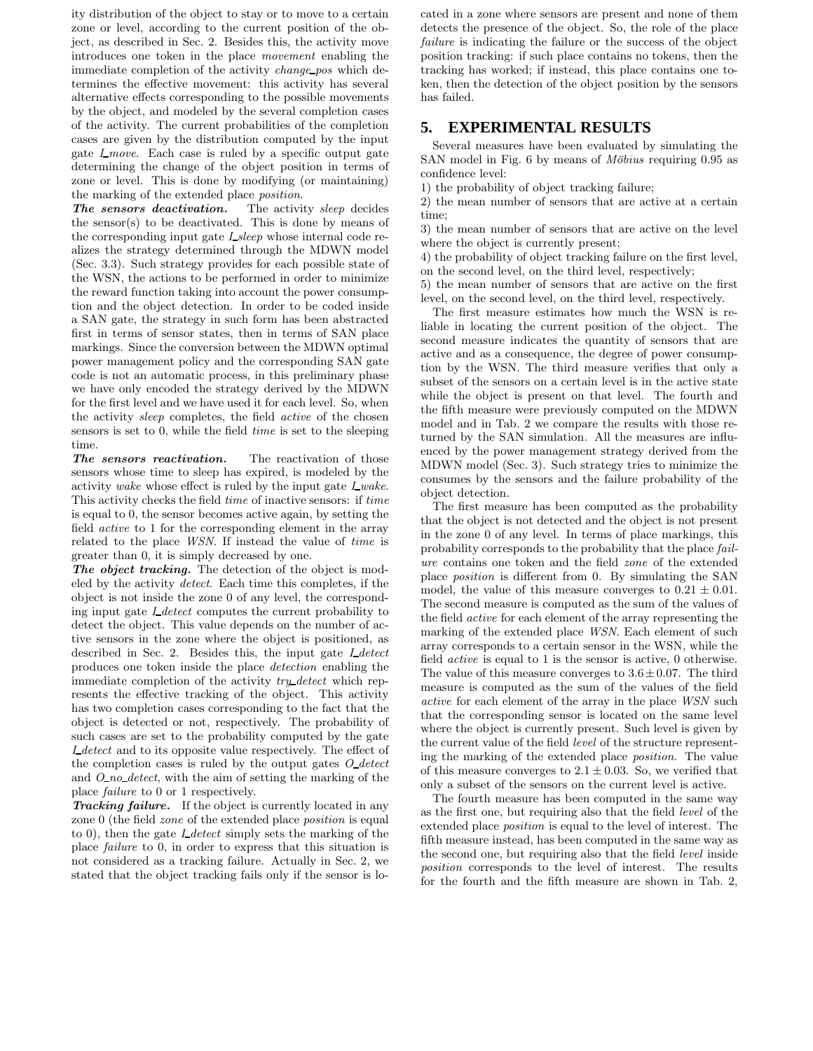ity distribution of the object to stay or to move to a certain zone or level, according to the current position of the object, as described in Sec. 2. Besides this, the activity move introduces one token in the place *movement* enabling the immediate completion of the activity *change_pos* which determines the effective movement: this activity has several alternative effects corresponding to the possible movements by the object, and modeled by the several completion cases of the activity. The current probabilities of the completion cases are given by the distribution computed by the input gate *I_move*. Each case is ruled by a specific output gate determining the change of the object position in terms of zone or level. This is done by modifying (or maintaining) the marking of the extended place *position*.

***The sensors deactivation.*** The activity *sleep* decides the sensor(s) to be deactivated. This is done by means of the corresponding input gate *I_sleep* whose internal code realizes the strategy determined through the MDWN model (Sec. 3.3). Such strategy provides for each possible state of the WSN, the actions to be performed in order to minimize the reward function taking into account the power consumption and the object detection. In order to be coded inside a SAN gate, the strategy in such form has been abstracted first in terms of sensor states, then in terms of SAN place markings. Since the conversion between the MDWN optimal power management policy and the corresponding SAN gate code is not an automatic process, in this preliminary phase we have only encoded the strategy derived by the MDWN for the first level and we have used it for each level. So, when the activity *sleep* completes, the field *active* of the chosen sensors is set to 0, while the field *time* is set to the sleeping time.

***The sensors reactivation.*** The reactivation of those sensors whose time to sleep has expired, is modeled by the activity *wake* whose effect is ruled by the input gate *I_wake*. This activity checks the field *time* of inactive sensors: if *time* is equal to 0, the sensor becomes active again, by setting the field *active* to 1 for the corresponding element in the array related to the place *WSN*. If instead the value of *time* is greater than 0, it is simply decreased by one.

***The object tracking.*** The detection of the object is modeled by the activity *detect*. Each time this completes, if the object is not inside the zone 0 of any level, the corresponding input gate *I_detect* computes the current probability to detect the object. This value depends on the number of active sensors in the zone where the object is positioned, as described in Sec. 2. Besides this, the input gate *I_detect* produces one token inside the place *detection* enabling the immediate completion of the activity *try_detect* which represents the effective tracking of the object. This activity has two completion cases corresponding to the fact that the object is detected or not, respectively. The probability of such cases are set to the probability computed by the gate *I_detect* and to its opposite value respectively. The effect of the completion cases is ruled by the output gates *O_detect* and *O_no_detect*, with the aim of setting the marking of the place *failure* to 0 or 1 respectively.

***Tracking failure.*** If the object is currently located in any zone 0 (the field *zone* of the extended place *position* is equal to 0), then the gate *I_detect* simply sets the marking of the place *failure* to 0, in order to express that this situation is not considered as a tracking failure. Actually in Sec. 2, we stated that the object tracking fails only if the sensor is located in a zone where sensors are present and none of them detects the presence of the object. So, the role of the place *failure* is indicating the failure or the success of the object position tracking: if such place contains no tokens, then the tracking has worked; if instead, this place contains one token, then the detection of the object position by the sensors has failed.

## 5. EXPERIMENTAL RESULTS

Several measures have been evaluated by simulating the SAN model in Fig. 6 by means of *Möbius* requiring 0.95 as confidence level:

1) the probability of object tracking failure;
2) the mean number of sensors that are active at a certain time;
3) the mean number of sensors that are active on the level where the object is currently present;
4) the probability of object tracking failure on the first level, on the second level, on the third level, respectively;
5) the mean number of sensors that are active on the first level, on the second level, on the third level, respectively.

The first measure estimates how much the WSN is reliable in locating the current position of the object. The second measure indicates the quantity of sensors that are active and as a consequence, the degree of power consumption by the WSN. The third measure verifies that only a subset of the sensors on a certain level is in the active state while the object is present on that level. The fourth and the fifth measure were previously computed on the MDWN model and in Tab. 2 we compare the results with those returned by the SAN simulation. All the measures are influenced by the power management strategy derived from the MDWN model (Sec. 3). Such strategy tries to minimize the consumes by the sensors and the failure probability of the object detection.

The first measure has been computed as the probability that the object is not detected and the object is not present in the zone 0 of any level. In terms of place markings, this probability corresponds to the probability that the place *failure* contains one token and the field *zone* of the extended place *position* is different from 0. By simulating the SAN model, the value of this measure converges to $0.21 \pm 0.01$. The second measure is computed as the sum of the values of the field *active* for each element of the array representing the marking of the extended place *WSN*. Each element of such array corresponds to a certain sensor in the WSN, while the field *active* is equal to 1 is the sensor is active, 0 otherwise. The value of this measure converges to $3.6 \pm 0.07$. The third measure is computed as the sum of the values of the field *active* for each element of the array in the place *WSN* such that the corresponding sensor is located on the same level where the object is currently present. Such level is given by the current value of the field *level* of the structure representing the marking of the extended place *position*. The value of this measure converges to $2.1 \pm 0.03$. So, we verified that only a subset of the sensors on the current level is active.

The fourth measure has been computed in the same way as the first one, but requiring also that the field *level* of the extended place *position* is equal to the level of interest. The fifth measure instead, has been computed in the same way as the second one, but requiring also that the field *level* inside *position* corresponds to the level of interest. The results for the fourth and the fifth measure are shown in Tab. 2,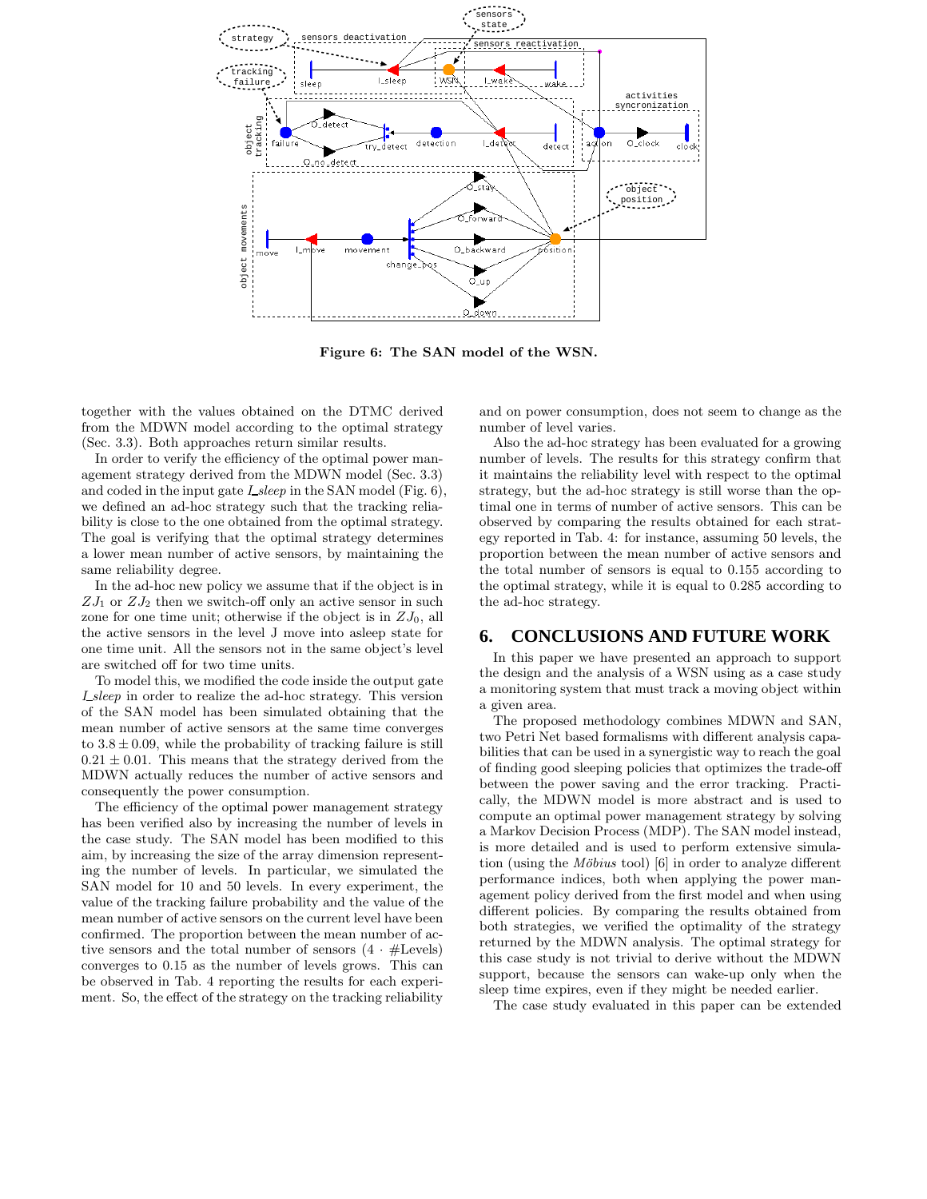**Figure 6: The SAN model of the WSN.**

together with the values obtained on the DTMC derived from the MDWN model according to the optimal strategy (Sec. 3.3). Both approaches return similar results.

In order to verify the efficiency of the optimal power management strategy derived from the MDWN model (Sec. 3.3) and coded in the input gate *I_sleep* in the SAN model (Fig. 6), we defined an ad-hoc strategy such that the tracking reliability is close to the one obtained from the optimal strategy. The goal is verifying that the optimal strategy determines a lower mean number of active sensors, by maintaining the same reliability degree.

In the ad-hoc new policy we assume that if the object is in $ZJ_1$ or $ZJ_2$ then we switch-off only an active sensor in such zone for one time unit; otherwise if the object is in $ZJ_0$, all the active sensors in the level J move into asleep state for one time unit. All the sensors not in the same object's level are switched off for two time units.

To model this, we modified the code inside the output gate *I_sleep* in order to realize the ad-hoc strategy. This version of the SAN model has been simulated obtaining that the mean number of active sensors at the same time converges to $3.8 \pm 0.09$, while the probability of tracking failure is still $0.21 \pm 0.01$. This means that the strategy derived from the MDWN actually reduces the number of active sensors and consequently the power consumption.

The efficiency of the optimal power management strategy has been verified also by increasing the number of levels in the case study. The SAN model has been modified to this aim, by increasing the size of the array dimension representing the number of levels. In particular, we simulated the SAN model for 10 and 50 levels. In every experiment, the value of the tracking failure probability and the value of the mean number of active sensors on the current level have been confirmed. The proportion between the mean number of active sensors and the total number of sensors ($4 \cdot \#\text{Levels}$) converges to 0.15 as the number of levels grows. This can be observed in Tab. 4 reporting the results for each experiment. So, the effect of the strategy on the tracking reliability and on power consumption, does not seem to change as the number of level varies.

Also the ad-hoc strategy has been evaluated for a growing number of levels. The results for this strategy confirm that it maintains the reliability level with respect to the optimal strategy, but the ad-hoc strategy is still worse than the optimal one in terms of number of active sensors. This can be observed by comparing the results obtained for each strategy reported in Tab. 4: for instance, assuming 50 levels, the proportion between the mean number of active sensors and the total number of sensors is equal to 0.155 according to the optimal strategy, while it is equal to 0.285 according to the ad-hoc strategy.

## 6. CONCLUSIONS AND FUTURE WORK

In this paper we have presented an approach to support the design and the analysis of a WSN using as a case study a monitoring system that must track a moving object within a given area.

The proposed methodology combines MDWN and SAN, two Petri Net based formalisms with different analysis capabilities that can be used in a synergistic way to reach the goal of finding good sleeping policies that optimizes the trade-off between the power saving and the error tracking. Practically, the MDWN model is more abstract and is used to compute an optimal power management strategy by solving a Markov Decision Process (MDP). The SAN model instead, is more detailed and is used to perform extensive simulation (using the *Möbius* tool) [6] in order to analyze different performance indices, both when applying the power management policy derived from the first model and when using different policies. By comparing the results obtained from both strategies, we verified the optimality of the strategy returned by the MDWN analysis. The optimal strategy for this case study is not trivial to derive without the MDWN support, because the sensors can wake-up only when the sleep time expires, even if they might be needed earlier.

The case study evaluated in this paper can be extended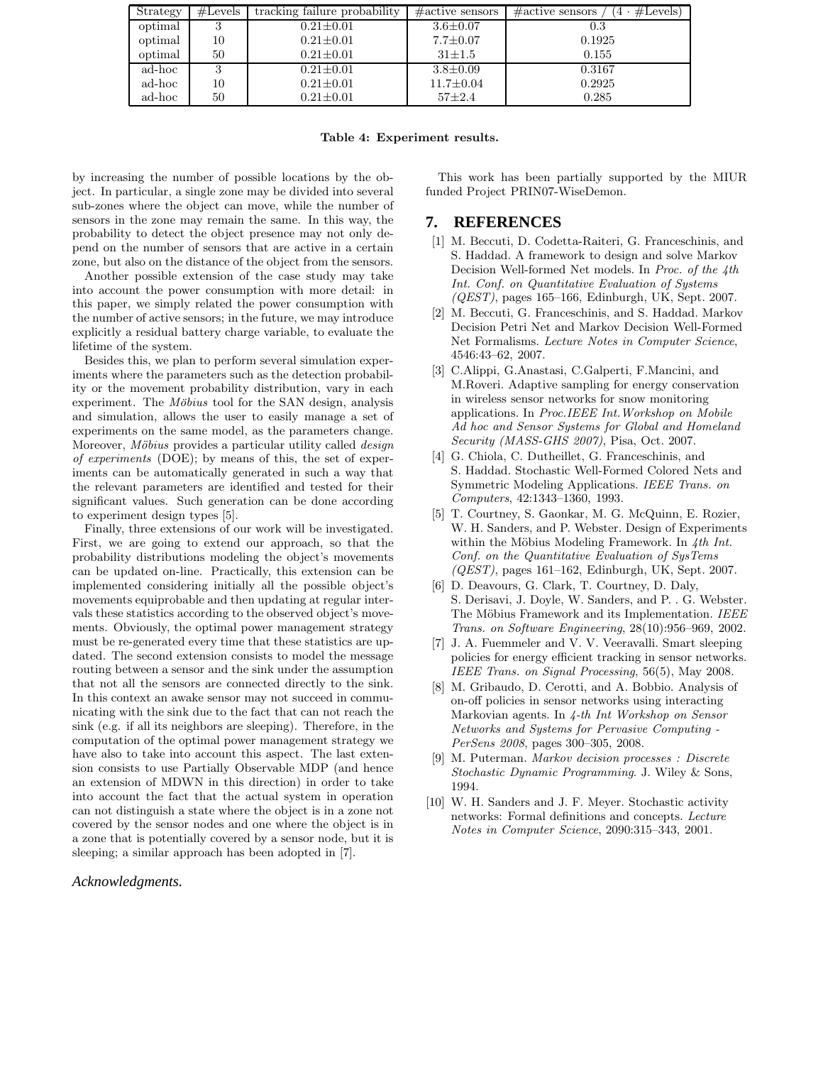| Strategy | #Levels | tracking failure probability | #active sensors | #active sensors / $(4 \cdot$ #Levels) |
|---|---|---|---|---|
| optimal | 3 | $0.21 \pm 0.01$ | $3.6 \pm 0.07$ | 0.3 |
| optimal | 10 | $0.21 \pm 0.01$ | $7.7 \pm 0.07$ | 0.1925 |
| optimal | 50 | $0.21 \pm 0.01$ | $31 \pm 1.5$ | 0.155 |
| ad-hoc | 3 | $0.21 \pm 0.01$ | $3.8 \pm 0.09$ | 0.3167 |
| ad-hoc | 10 | $0.21 \pm 0.01$ | $11.7 \pm 0.04$ | 0.2925 |
| ad-hoc | 50 | $0.21 \pm 0.01$ | $57 \pm 2.4$ | 0.285 |

**Table 4: Experiment results.**

by increasing the number of possible locations by the object. In particular, a single zone may be divided into several sub-zones where the object can move, while the number of sensors in the zone may remain the same. In this way, the probability to detect the object presence may not only depend on the number of sensors that are active in a certain zone, but also on the distance of the object from the sensors.

Another possible extension of the case study may take into account the power consumption with more detail: in this paper, we simply related the power consumption with the number of active sensors; in the future, we may introduce explicitly a residual battery charge variable, to evaluate the lifetime of the system.

Besides this, we plan to perform several simulation experiments where the parameters such as the detection probability or the movement probability distribution, vary in each experiment. The *Möbius* tool for the SAN design, analysis and simulation, allows the user to easily manage a set of experiments on the same model, as the parameters change. Moreover, *Möbius* provides a particular utility called *design of experiments* (DOE); by means of this, the set of experiments can be automatically generated in such a way that the relevant parameters are identified and tested for their significant values. Such generation can be done according to experiment design types [5].

Finally, three extensions of our work will be investigated. First, we are going to extend our approach, so that the probability distributions modeling the object's movements can be updated on-line. Practically, this extension can be implemented considering initially all the possible object's movements equiprobable and then updating at regular intervals these statistics according to the observed object's movements. Obviously, the optimal power management strategy must be re-generated every time that these statistics are updated. The second extension consists to model the message routing between a sensor and the sink under the assumption that not all the sensors are connected directly to the sink. In this context an awake sensor may not succeed in communicating with the sink due to the fact that can not reach the sink (e.g. if all its neighbors are sleeping). Therefore, in the computation of the optimal power management strategy we have also to take into account this aspect. The last extension consists to use Partially Observable MDP (and hence an extension of MDWN in this direction) in order to take into account the fact that the actual system in operation can not distinguish a state where the object is in a zone not covered by the sensor nodes and one where the object is in a zone that is potentially covered by a sensor node, but it is sleeping; a similar approach has been adopted in [7].

### Acknowledgments.

This work has been partially supported by the MIUR funded Project PRIN07-WiseDemon.

## 7. REFERENCES

[1] M. Beccuti, D. Codetta-Raiteri, G. Franceschinis, and S. Haddad. A framework to design and solve Markov Decision Well-formed Net models. In *Proc. of the 4th Int. Conf. on Quantitative Evaluation of Systems (QEST)*, pages 165–166, Edinburgh, UK, Sept. 2007.

[2] M. Beccuti, G. Franceschinis, and S. Haddad. Markov Decision Petri Net and Markov Decision Well-Formed Net Formalisms. *Lecture Notes in Computer Science*, 4546:43–62, 2007.

[3] C.Alippi, G.Anastasi, C.Galperti, F.Mancini, and M.Roveri. Adaptive sampling for energy conservation in wireless sensor networks for snow monitoring applications. In *Proc.IEEE Int.Workshop on Mobile Ad hoc and Sensor Systems for Global and Homeland Security (MASS-GHS 2007)*, Pisa, Oct. 2007.

[4] G. Chiola, C. Dutheillet, G. Franceschinis, and S. Haddad. Stochastic Well-Formed Colored Nets and Symmetric Modeling Applications. *IEEE Trans. on Computers*, 42:1343–1360, 1993.

[5] T. Courtney, S. Gaonkar, M. G. McQuinn, E. Rozier, W. H. Sanders, and P. Webster. Design of Experiments within the Möbius Modeling Framework. In *4th Int. Conf. on the Quantitative Evaluation of SysTems (QEST)*, pages 161–162, Edinburgh, UK, Sept. 2007.

[6] D. Deavours, G. Clark, T. Courtney, D. Daly, S. Derisavi, J. Doyle, W. Sanders, and P. . G. Webster. The Möbius Framework and its Implementation. *IEEE Trans. on Software Engineering*, 28(10):956–969, 2002.

[7] J. A. Fuemmeler and V. V. Veeravalli. Smart sleeping policies for energy efficient tracking in sensor networks. *IEEE Trans. on Signal Processing*, 56(5), May 2008.

[8] M. Gribaudo, D. Cerotti, and A. Bobbio. Analysis of on-off policies in sensor networks using interacting Markovian agents. In *4-th Int Workshop on Sensor Networks and Systems for Pervasive Computing - PerSens 2008*, pages 300–305, 2008.

[9] M. Puterman. *Markov decision processes : Discrete Stochastic Dynamic Programming*. J. Wiley & Sons, 1994.

[10] W. H. Sanders and J. F. Meyer. Stochastic activity networks: Formal definitions and concepts. *Lecture Notes in Computer Science*, 2090:315–343, 2001.